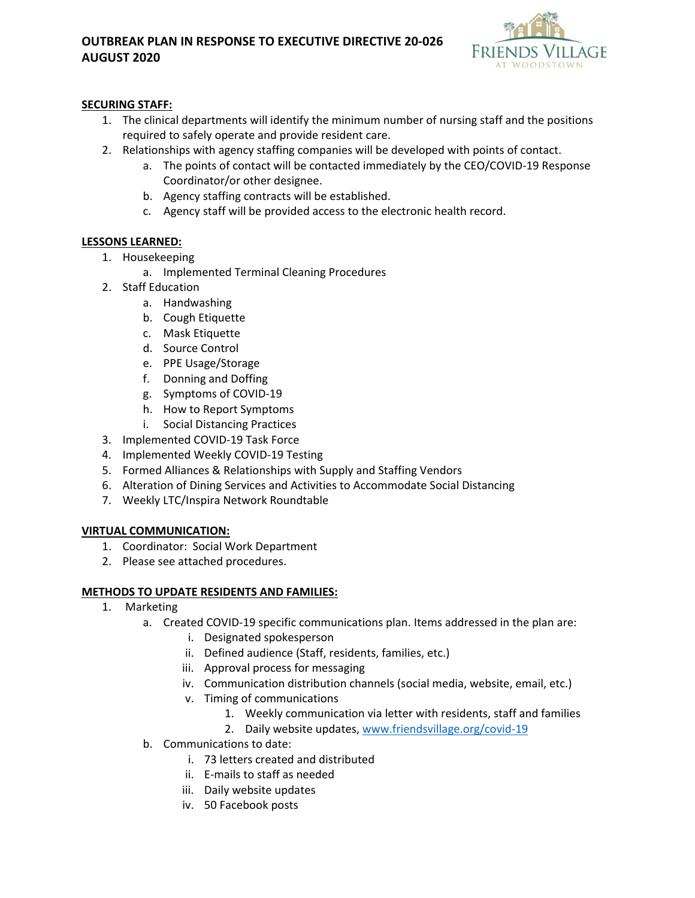# OUTBREAK PLAN IN RESPONSE TO EXECUTIVE DIRECTIVE 20-026 AUGUST 2020

Friends Village at Woodstown

## SECURING STAFF:

1. The clinical departments will identify the minimum number of nursing staff and the positions required to safely operate and provide resident care.
2. Relationships with agency staffing companies will be developed with points of contact.
   a. The points of contact will be contacted immediately by the CEO/COVID-19 Response Coordinator/or other designee.
   b. Agency staffing contracts will be established.
   c. Agency staff will be provided access to the electronic health record.

## LESSONS LEARNED:

1. Housekeeping
   a. Implemented Terminal Cleaning Procedures
2. Staff Education
   a. Handwashing
   b. Cough Etiquette
   c. Mask Etiquette
   d. Source Control
   e. PPE Usage/Storage
   f. Donning and Doffing
   g. Symptoms of COVID-19
   h. How to Report Symptoms
   i. Social Distancing Practices
3. Implemented COVID-19 Task Force
4. Implemented Weekly COVID-19 Testing
5. Formed Alliances & Relationships with Supply and Staffing Vendors
6. Alteration of Dining Services and Activities to Accommodate Social Distancing
7. Weekly LTC/Inspira Network Roundtable

## VIRTUAL COMMUNICATION:

1. Coordinator: Social Work Department
2. Please see attached procedures.

## METHODS TO UPDATE RESIDENTS AND FAMILIES:

1. Marketing
   a. Created COVID-19 specific communications plan. Items addressed in the plan are:
      i. Designated spokesperson
      ii. Defined audience (Staff, residents, families, etc.)
      iii. Approval process for messaging
      iv. Communication distribution channels (social media, website, email, etc.)
      v. Timing of communications
         1. Weekly communication via letter with residents, staff and families
         2. Daily website updates, www.friendsvillage.org/covid-19
   b. Communications to date:
      i. 73 letters created and distributed
      ii. E-mails to staff as needed
      iii. Daily website updates
      iv. 50 Facebook posts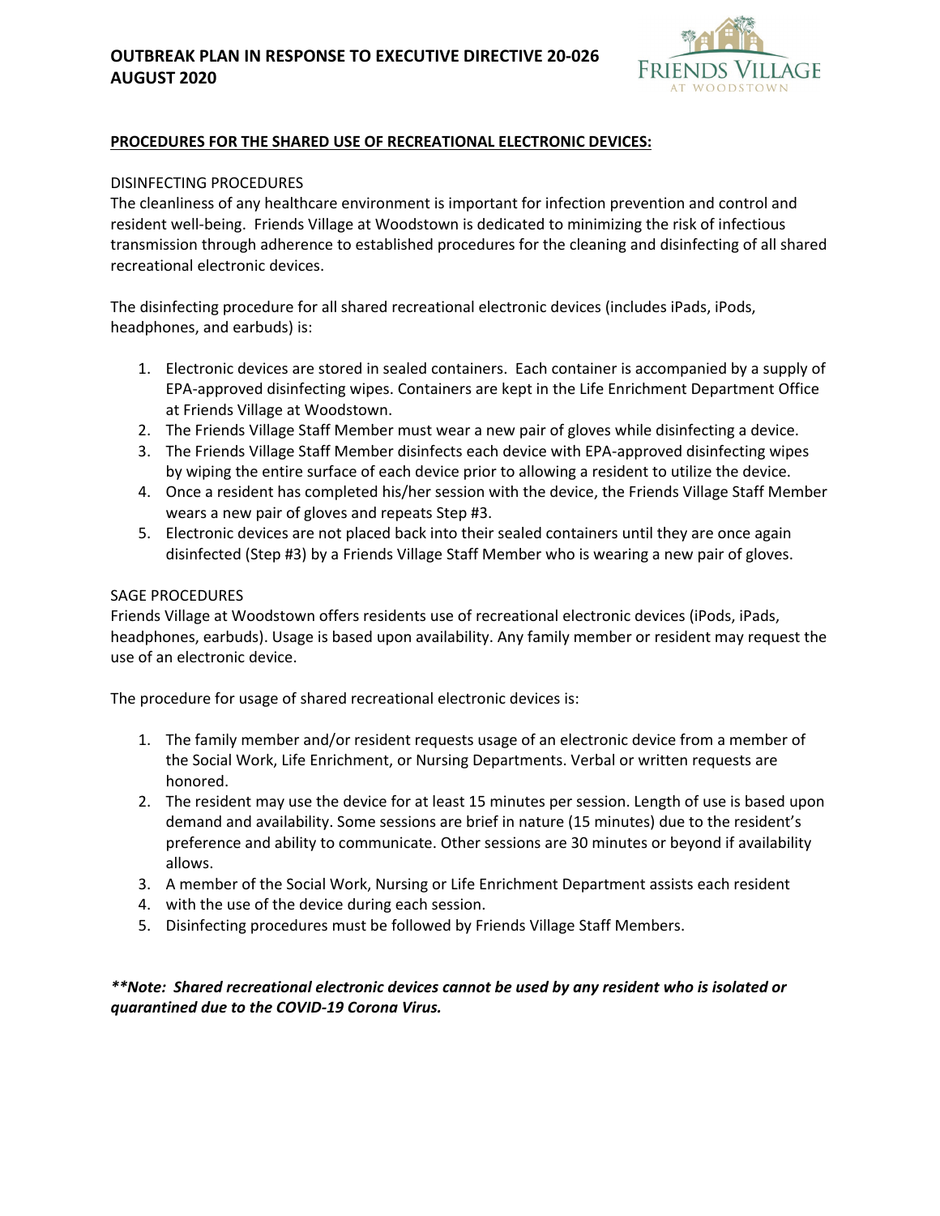**PROCEDURES FOR THE SHARED USE OF RECREATIONAL ELECTRONIC DEVICES:**

DISINFECTING PROCEDURES

The cleanliness of any healthcare environment is important for infection prevention and control and resident well-being. Friends Village at Woodstown is dedicated to minimizing the risk of infectious transmission through adherence to established procedures for the cleaning and disinfecting of all shared recreational electronic devices.

The disinfecting procedure for all shared recreational electronic devices (includes iPads, iPods, headphones, and earbuds) is:

1. Electronic devices are stored in sealed containers. Each container is accompanied by a supply of EPA-approved disinfecting wipes. Containers are kept in the Life Enrichment Department Office at Friends Village at Woodstown.
2. The Friends Village Staff Member must wear a new pair of gloves while disinfecting a device.
3. The Friends Village Staff Member disinfects each device with EPA-approved disinfecting wipes by wiping the entire surface of each device prior to allowing a resident to utilize the device.
4. Once a resident has completed his/her session with the device, the Friends Village Staff Member wears a new pair of gloves and repeats Step #3.
5. Electronic devices are not placed back into their sealed containers until they are once again disinfected (Step #3) by a Friends Village Staff Member who is wearing a new pair of gloves.

SAGE PROCEDURES

Friends Village at Woodstown offers residents use of recreational electronic devices (iPods, iPads, headphones, earbuds). Usage is based upon availability. Any family member or resident may request the use of an electronic device.

The procedure for usage of shared recreational electronic devices is:

1. The family member and/or resident requests usage of an electronic device from a member of the Social Work, Life Enrichment, or Nursing Departments. Verbal or written requests are honored.
2. The resident may use the device for at least 15 minutes per session. Length of use is based upon demand and availability. Some sessions are brief in nature (15 minutes) due to the resident's preference and ability to communicate. Other sessions are 30 minutes or beyond if availability allows.
3. A member of the Social Work, Nursing or Life Enrichment Department assists each resident
4. with the use of the device during each session.
5. Disinfecting procedures must be followed by Friends Village Staff Members.

***\*\*Note: Shared recreational electronic devices cannot be used by any resident who is isolated or quarantined due to the COVID-19 Corona Virus.***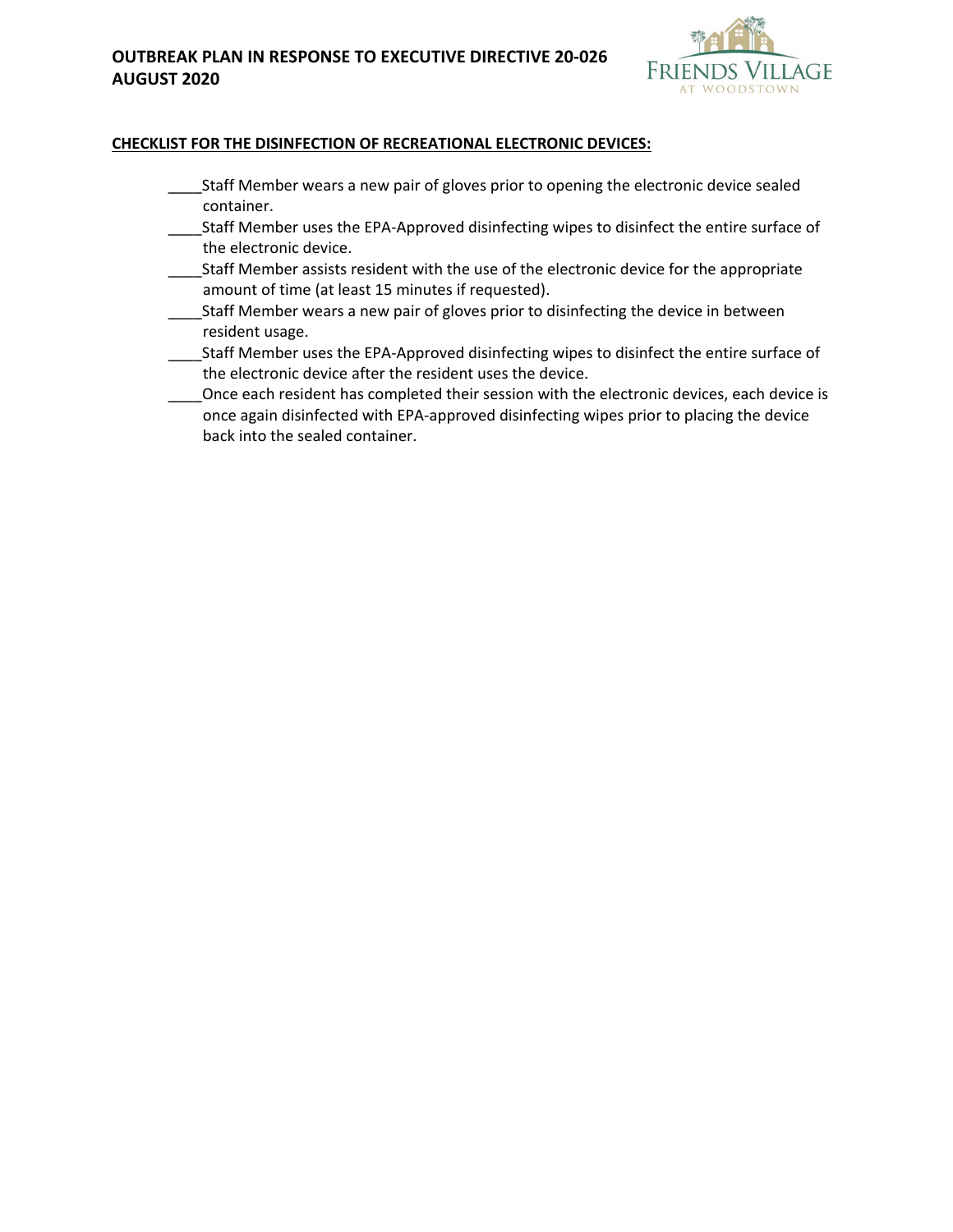**CHECKLIST FOR THE DISINFECTION OF RECREATIONAL ELECTRONIC DEVICES:**

- ____Staff Member wears a new pair of gloves prior to opening the electronic device sealed container.
- ____Staff Member uses the EPA-Approved disinfecting wipes to disinfect the entire surface of the electronic device.
- ____Staff Member assists resident with the use of the electronic device for the appropriate amount of time (at least 15 minutes if requested).
- ____Staff Member wears a new pair of gloves prior to disinfecting the device in between resident usage.
- ____Staff Member uses the EPA-Approved disinfecting wipes to disinfect the entire surface of the electronic device after the resident uses the device.
- ____Once each resident has completed their session with the electronic devices, each device is once again disinfected with EPA-approved disinfecting wipes prior to placing the device back into the sealed container.